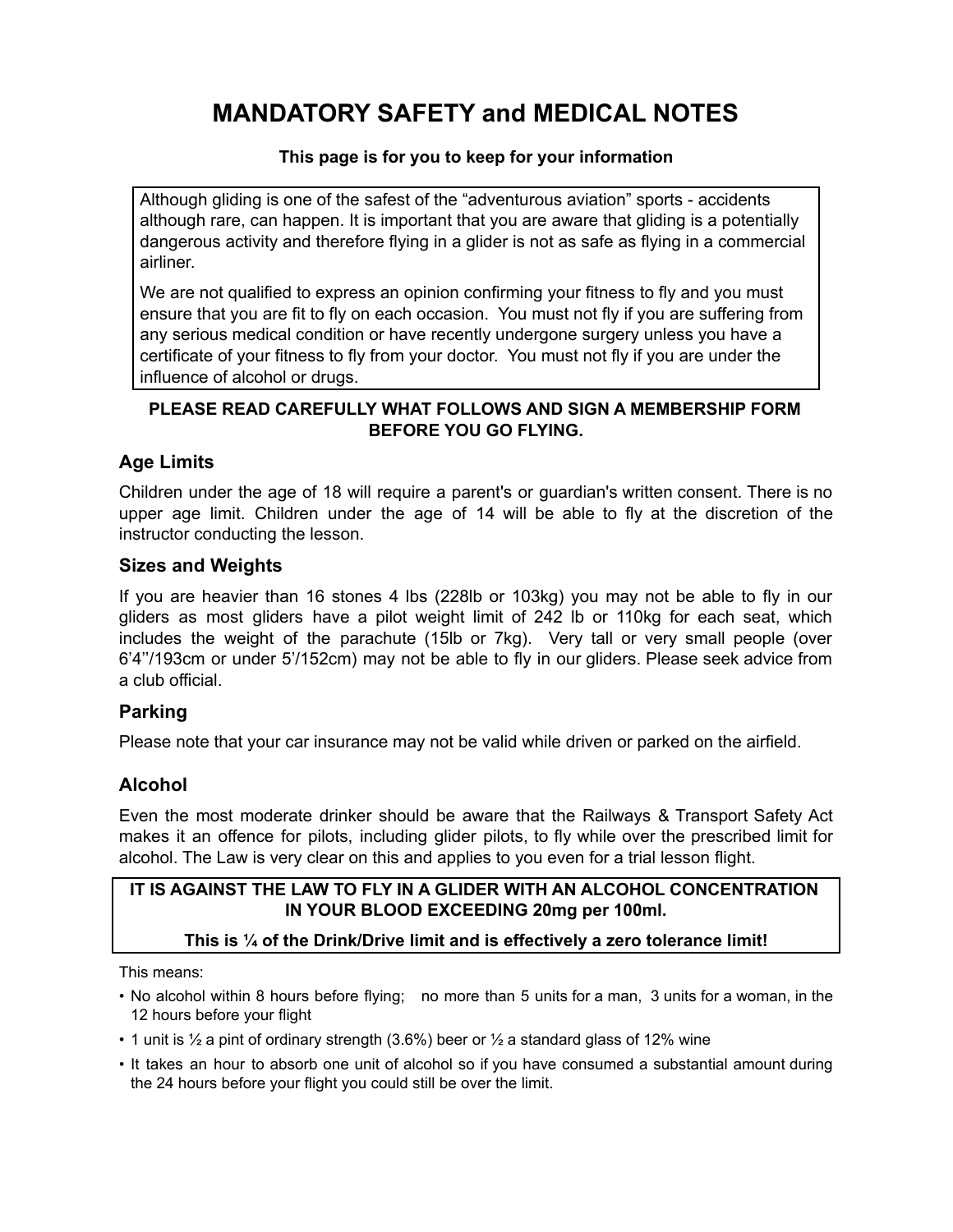# MANDATORY SAFETY and MEDICAL NOTES

**This page is for you to keep for your information**

Although gliding is one of the safest of the "adventurous aviation" sports - accidents although rare, can happen. It is important that you are aware that gliding is a potentially dangerous activity and therefore flying in a glider is not as safe as flying in a commercial airliner.

We are not qualified to express an opinion confirming your fitness to fly and you must ensure that you are fit to fly on each occasion. You must not fly if you are suffering from any serious medical condition or have recently undergone surgery unless you have a certificate of your fitness to fly from your doctor. You must not fly if you are under the influence of alcohol or drugs.

**PLEASE READ CAREFULLY WHAT FOLLOWS AND SIGN A MEMBERSHIP FORM BEFORE YOU GO FLYING.**

## Age Limits

Children under the age of 18 will require a parent's or guardian's written consent. There is no upper age limit. Children under the age of 14 will be able to fly at the discretion of the instructor conducting the lesson.

## Sizes and Weights

If you are heavier than 16 stones 4 lbs (228lb or 103kg) you may not be able to fly in our gliders as most gliders have a pilot weight limit of 242 lb or 110kg for each seat, which includes the weight of the parachute (15lb or 7kg). Very tall or very small people (over 6'4''/193cm or under 5'/152cm) may not be able to fly in our gliders. Please seek advice from a club official.

## Parking

Please note that your car insurance may not be valid while driven or parked on the airfield.

## Alcohol

Even the most moderate drinker should be aware that the Railways & Transport Safety Act makes it an offence for pilots, including glider pilots, to fly while over the prescribed limit for alcohol. The Law is very clear on this and applies to you even for a trial lesson flight.

**IT IS AGAINST THE LAW TO FLY IN A GLIDER WITH AN ALCOHOL CONCENTRATION IN YOUR BLOOD EXCEEDING 20mg per 100ml.**

**This is ¼ of the Drink/Drive limit and is effectively a zero tolerance limit!**

This means:

- No alcohol within 8 hours before flying; no more than 5 units for a man, 3 units for a woman, in the 12 hours before your flight
- 1 unit is ½ a pint of ordinary strength (3.6%) beer or ½ a standard glass of 12% wine
- It takes an hour to absorb one unit of alcohol so if you have consumed a substantial amount during the 24 hours before your flight you could still be over the limit.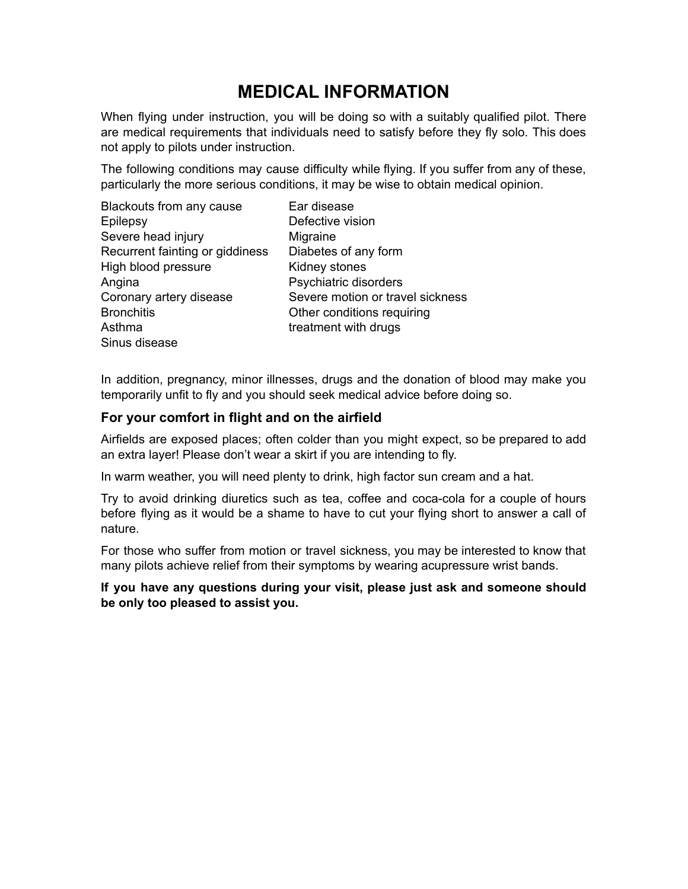# MEDICAL INFORMATION

When flying under instruction, you will be doing so with a suitably qualified pilot. There are medical requirements that individuals need to satisfy before they fly solo. This does not apply to pilots under instruction.

The following conditions may cause difficulty while flying. If you suffer from any of these, particularly the more serious conditions, it may be wise to obtain medical opinion.

- Blackouts from any cause
- Epilepsy
- Severe head injury
- Recurrent fainting or giddiness
- High blood pressure
- Angina
- Coronary artery disease
- Bronchitis
- Asthma
- Sinus disease
- Ear disease
- Defective vision
- Migraine
- Diabetes of any form
- Kidney stones
- Psychiatric disorders
- Severe motion or travel sickness
- Other conditions requiring treatment with drugs

In addition, pregnancy, minor illnesses, drugs and the donation of blood may make you temporarily unfit to fly and you should seek medical advice before doing so.

### For your comfort in flight and on the airfield

Airfields are exposed places; often colder than you might expect, so be prepared to add an extra layer! Please don't wear a skirt if you are intending to fly.

In warm weather, you will need plenty to drink, high factor sun cream and a hat.

Try to avoid drinking diuretics such as tea, coffee and coca-cola for a couple of hours before flying as it would be a shame to have to cut your flying short to answer a call of nature.

For those who suffer from motion or travel sickness, you may be interested to know that many pilots achieve relief from their symptoms by wearing acupressure wrist bands.

**If you have any questions during your visit, please just ask and someone should be only too pleased to assist you.**